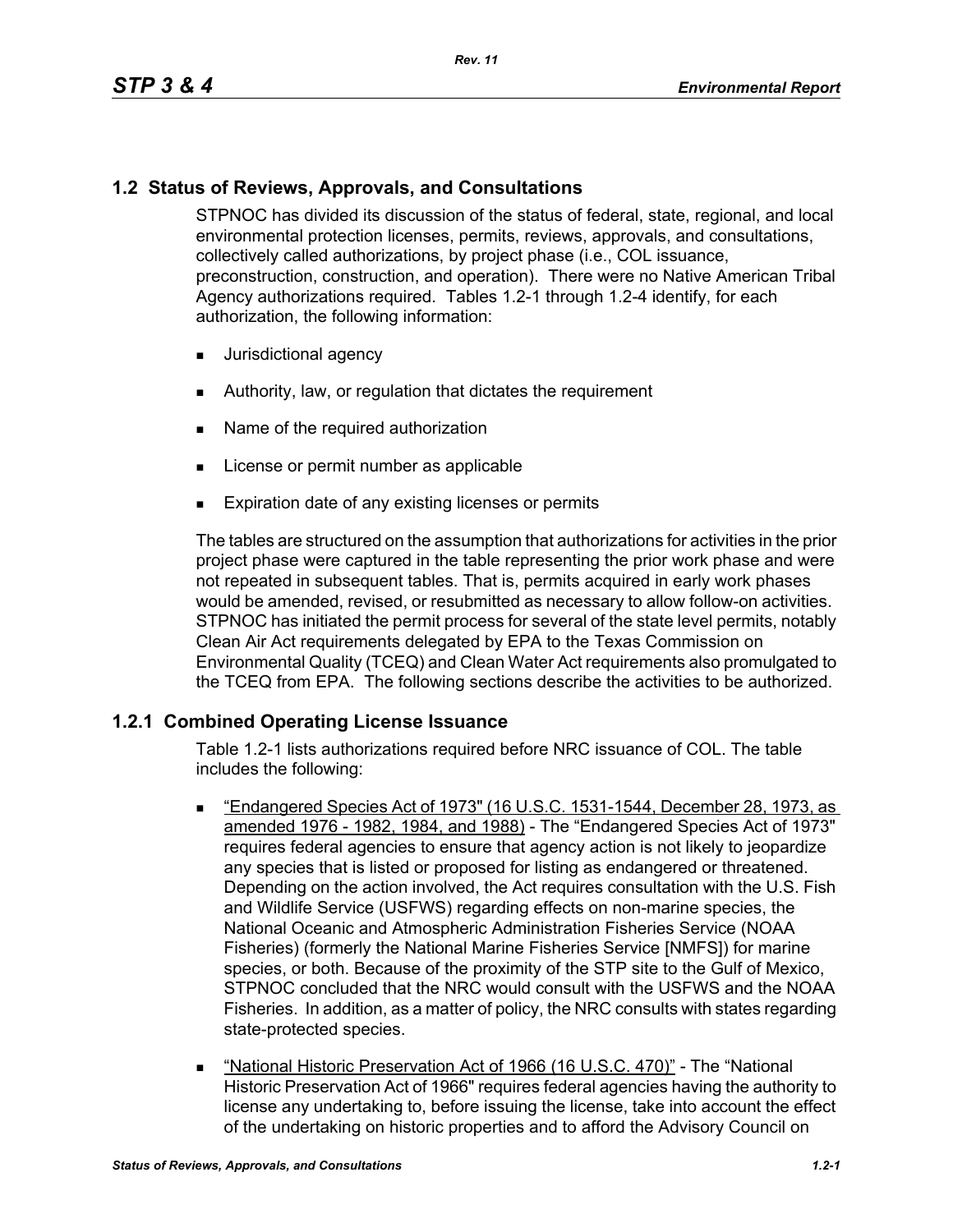## 1.2 Status of Reviews, Approvals, and Consultations

STPNOC has divided its discussion of the status of federal, state, regional, and local environmental protection licenses, permits, reviews, approvals, and consultations, collectively called authorizations, by project phase (i.e., COL issuance, preconstruction, construction, and operation). There were no Native American Tribal Agency authorizations required. Tables 1.2-1 through 1.2-4 identify, for each authorization, the following information:

- Jurisdictional agency
- Authority, law, or regulation that dictates the requirement
- Name of the required authorization
- License or permit number as applicable
- Expiration date of any existing licenses or permits

The tables are structured on the assumption that authorizations for activities in the prior project phase were captured in the table representing the prior work phase and were not repeated in subsequent tables. That is, permits acquired in early work phases would be amended, revised, or resubmitted as necessary to allow follow-on activities. STPNOC has initiated the permit process for several of the state level permits, notably Clean Air Act requirements delegated by EPA to the Texas Commission on Environmental Quality (TCEQ) and Clean Water Act requirements also promulgated to the TCEQ from EPA. The following sections describe the activities to be authorized.

### 1.2.1 Combined Operating License Issuance

Table 1.2-1 lists authorizations required before NRC issuance of COL. The table includes the following:

- "Endangered Species Act of 1973" (16 U.S.C. 1531-1544, December 28, 1973, as amended 1976 - 1982, 1984, and 1988) - The "Endangered Species Act of 1973" requires federal agencies to ensure that agency action is not likely to jeopardize any species that is listed or proposed for listing as endangered or threatened. Depending on the action involved, the Act requires consultation with the U.S. Fish and Wildlife Service (USFWS) regarding effects on non-marine species, the National Oceanic and Atmospheric Administration Fisheries Service (NOAA Fisheries) (formerly the National Marine Fisheries Service [NMFS]) for marine species, or both. Because of the proximity of the STP site to the Gulf of Mexico, STPNOC concluded that the NRC would consult with the USFWS and the NOAA Fisheries. In addition, as a matter of policy, the NRC consults with states regarding state-protected species.
- "National Historic Preservation Act of 1966 (16 U.S.C. 470)" - The "National Historic Preservation Act of 1966" requires federal agencies having the authority to license any undertaking to, before issuing the license, take into account the effect of the undertaking on historic properties and to afford the Advisory Council on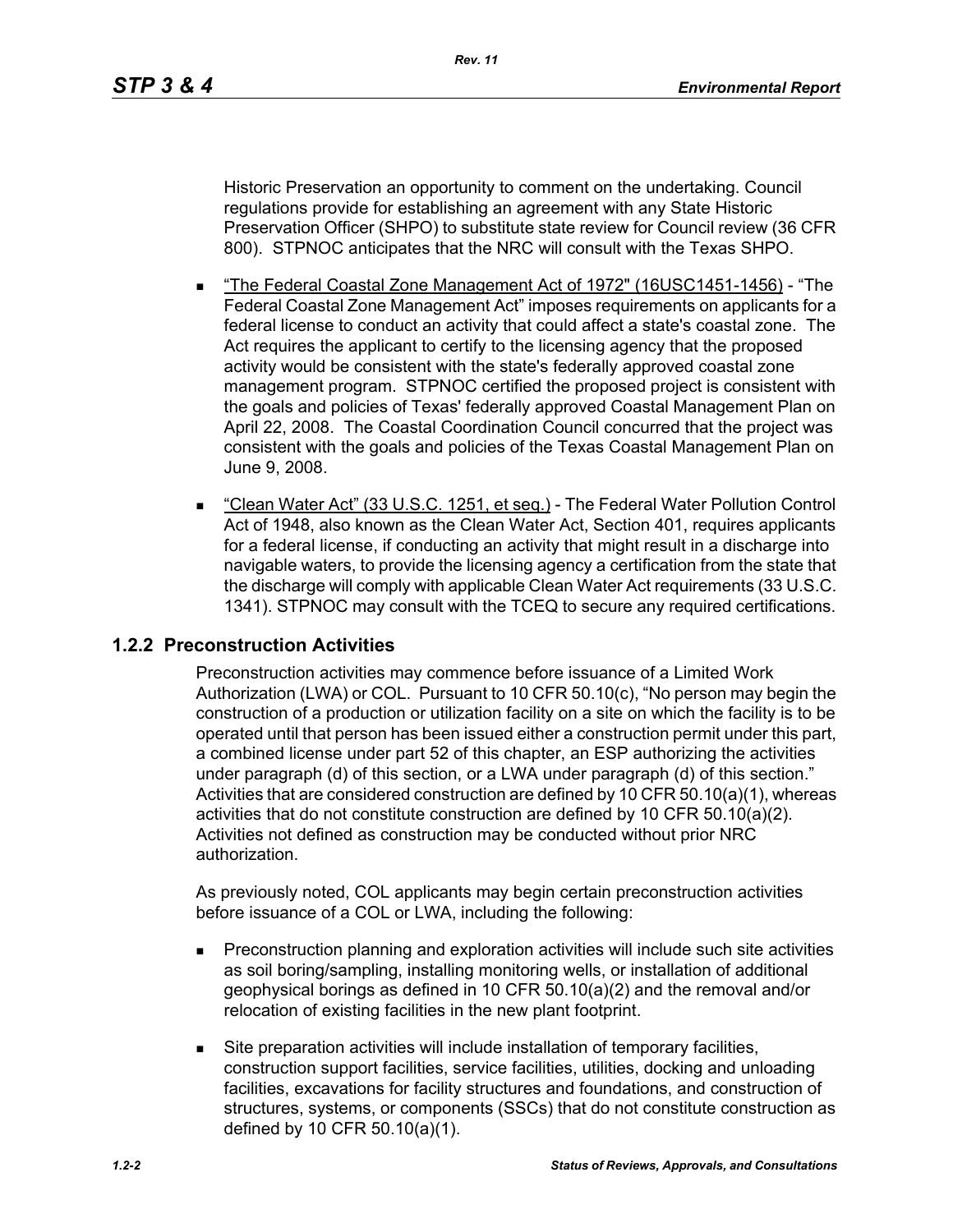Historic Preservation an opportunity to comment on the undertaking. Council regulations provide for establishing an agreement with any State Historic Preservation Officer (SHPO) to substitute state review for Council review (36 CFR 800). STPNOC anticipates that the NRC will consult with the Texas SHPO.

- "The Federal Coastal Zone Management Act of 1972" (16USC1451-1456) - "The Federal Coastal Zone Management Act" imposes requirements on applicants for a federal license to conduct an activity that could affect a state's coastal zone. The Act requires the applicant to certify to the licensing agency that the proposed activity would be consistent with the state's federally approved coastal zone management program. STPNOC certified the proposed project is consistent with the goals and policies of Texas' federally approved Coastal Management Plan on April 22, 2008. The Coastal Coordination Council concurred that the project was consistent with the goals and policies of the Texas Coastal Management Plan on June 9, 2008.

- "Clean Water Act" (33 U.S.C. 1251, et seq.) - The Federal Water Pollution Control Act of 1948, also known as the Clean Water Act, Section 401, requires applicants for a federal license, if conducting an activity that might result in a discharge into navigable waters, to provide the licensing agency a certification from the state that the discharge will comply with applicable Clean Water Act requirements (33 U.S.C. 1341). STPNOC may consult with the TCEQ to secure any required certifications.

## 1.2.2 Preconstruction Activities

Preconstruction activities may commence before issuance of a Limited Work Authorization (LWA) or COL. Pursuant to 10 CFR 50.10(c), "No person may begin the construction of a production or utilization facility on a site on which the facility is to be operated until that person has been issued either a construction permit under this part, a combined license under part 52 of this chapter, an ESP authorizing the activities under paragraph (d) of this section, or a LWA under paragraph (d) of this section." Activities that are considered construction are defined by 10 CFR 50.10(a)(1), whereas activities that do not constitute construction are defined by 10 CFR 50.10(a)(2). Activities not defined as construction may be conducted without prior NRC authorization.

As previously noted, COL applicants may begin certain preconstruction activities before issuance of a COL or LWA, including the following:

- Preconstruction planning and exploration activities will include such site activities as soil boring/sampling, installing monitoring wells, or installation of additional geophysical borings as defined in 10 CFR 50.10(a)(2) and the removal and/or relocation of existing facilities in the new plant footprint.

- Site preparation activities will include installation of temporary facilities, construction support facilities, service facilities, utilities, docking and unloading facilities, excavations for facility structures and foundations, and construction of structures, systems, or components (SSCs) that do not constitute construction as defined by 10 CFR 50.10(a)(1).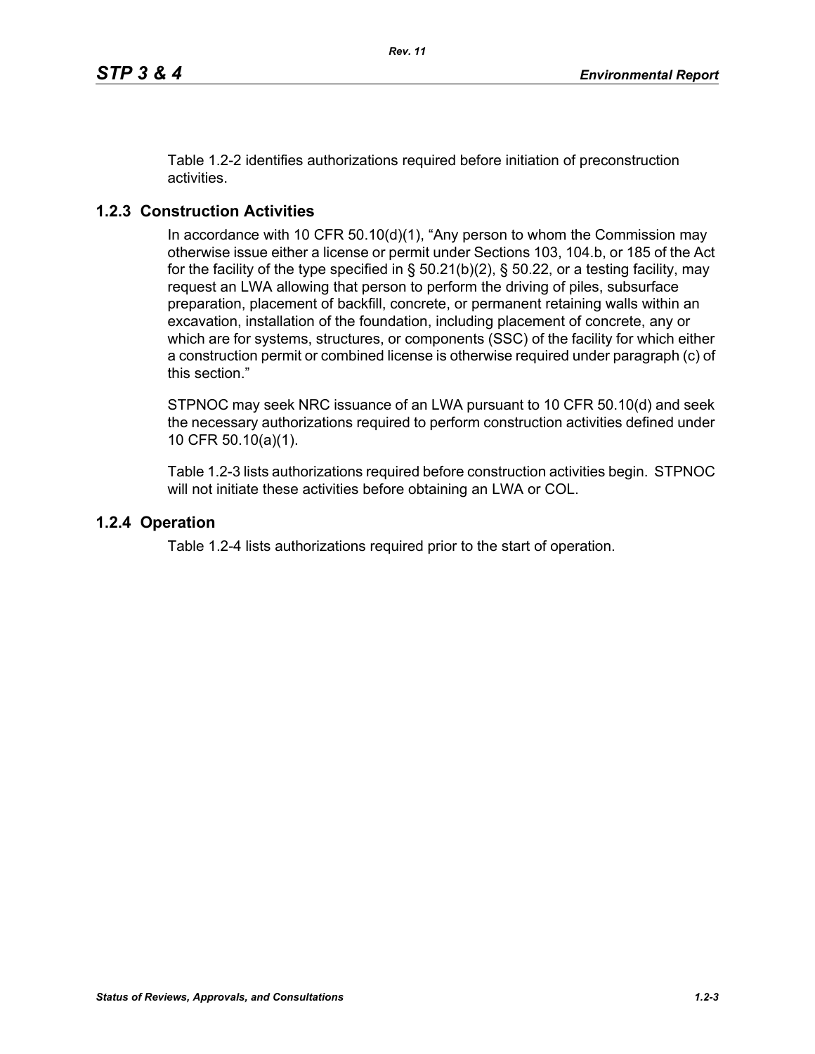Table 1.2-2 identifies authorizations required before initiation of preconstruction activities.

### 1.2.3 Construction Activities

In accordance with 10 CFR 50.10(d)(1), "Any person to whom the Commission may otherwise issue either a license or permit under Sections 103, 104.b, or 185 of the Act for the facility of the type specified in § 50.21(b)(2), § 50.22, or a testing facility, may request an LWA allowing that person to perform the driving of piles, subsurface preparation, placement of backfill, concrete, or permanent retaining walls within an excavation, installation of the foundation, including placement of concrete, any or which are for systems, structures, or components (SSC) of the facility for which either a construction permit or combined license is otherwise required under paragraph (c) of this section."

STPNOC may seek NRC issuance of an LWA pursuant to 10 CFR 50.10(d) and seek the necessary authorizations required to perform construction activities defined under 10 CFR 50.10(a)(1).

Table 1.2-3 lists authorizations required before construction activities begin. STPNOC will not initiate these activities before obtaining an LWA or COL.

### 1.2.4 Operation

Table 1.2-4 lists authorizations required prior to the start of operation.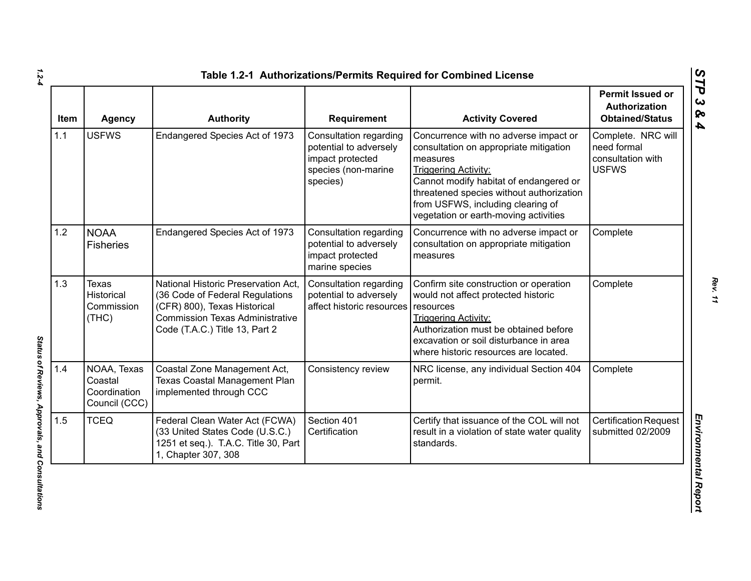### Table 1.2-1  Authorizations/Permits Required for Combined License

| Item | Agency | Authority | Requirement | Activity Covered | Permit Issued or Authorization Obtained/Status |
|---|---|---|---|---|---|
| 1.1 | USFWS | Endangered Species Act of 1973 | Consultation regarding potential to adversely impact protected species (non-marine species) | Concurrence with no adverse impact or consultation on appropriate mitigation measures<br>Triggering Activity:<br>Cannot modify habitat of endangered or threatened species without authorization from USFWS, including clearing of vegetation or earth-moving activities | Complete. NRC will need formal consultation with USFWS |
| 1.2 | NOAA Fisheries | Endangered Species Act of 1973 | Consultation regarding potential to adversely impact protected marine species | Concurrence with no adverse impact or consultation on appropriate mitigation measures | Complete |
| 1.3 | Texas Historical Commission (THC) | National Historic Preservation Act, (36 Code of Federal Regulations (CFR) 800), Texas Historical Commission Texas Administrative Code (T.A.C.) Title 13, Part 2 | Consultation regarding potential to adversely affect historic resources | Confirm site construction or operation would not affect protected historic resources<br>Triggering Activity:<br>Authorization must be obtained before excavation or soil disturbance in area where historic resources are located. | Complete |
| 1.4 | NOAA, Texas Coastal Coordination Council (CCC) | Coastal Zone Management Act, Texas Coastal Management Plan implemented through CCC | Consistency review | NRC license, any individual Section 404 permit. | Complete |
| 1.5 | TCEQ | Federal Clean Water Act (FCWA) (33 United States Code (U.S.C.) 1251 et seq.). T.A.C. Title 30, Part 1, Chapter 307, 308 | Section 401 Certification | Certify that issuance of the COL will not result in a violation of state water quality standards. | Certification Request submitted 02/2009 |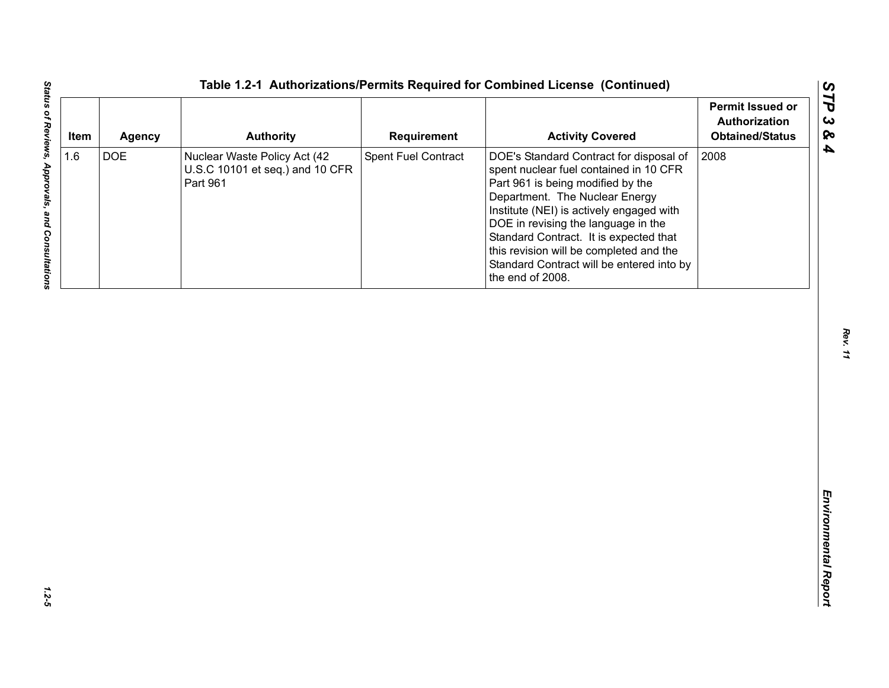**Table 1.2-1 Authorizations/Permits Required for Combined License (Continued)**

| Item | Agency | Authority | Requirement | Activity Covered | Permit Issued or Authorization Obtained/Status |
|---|---|---|---|---|---|
| 1.6 | DOE | Nuclear Waste Policy Act (42 U.S.C 10101 et seq.) and 10 CFR Part 961 | Spent Fuel Contract | DOE's Standard Contract for disposal of spent nuclear fuel contained in 10 CFR Part 961 is being modified by the Department. The Nuclear Energy Institute (NEI) is actively engaged with DOE in revising the language in the Standard Contract. It is expected that this revision will be completed and the Standard Contract will be entered into by the end of 2008. | 2008 |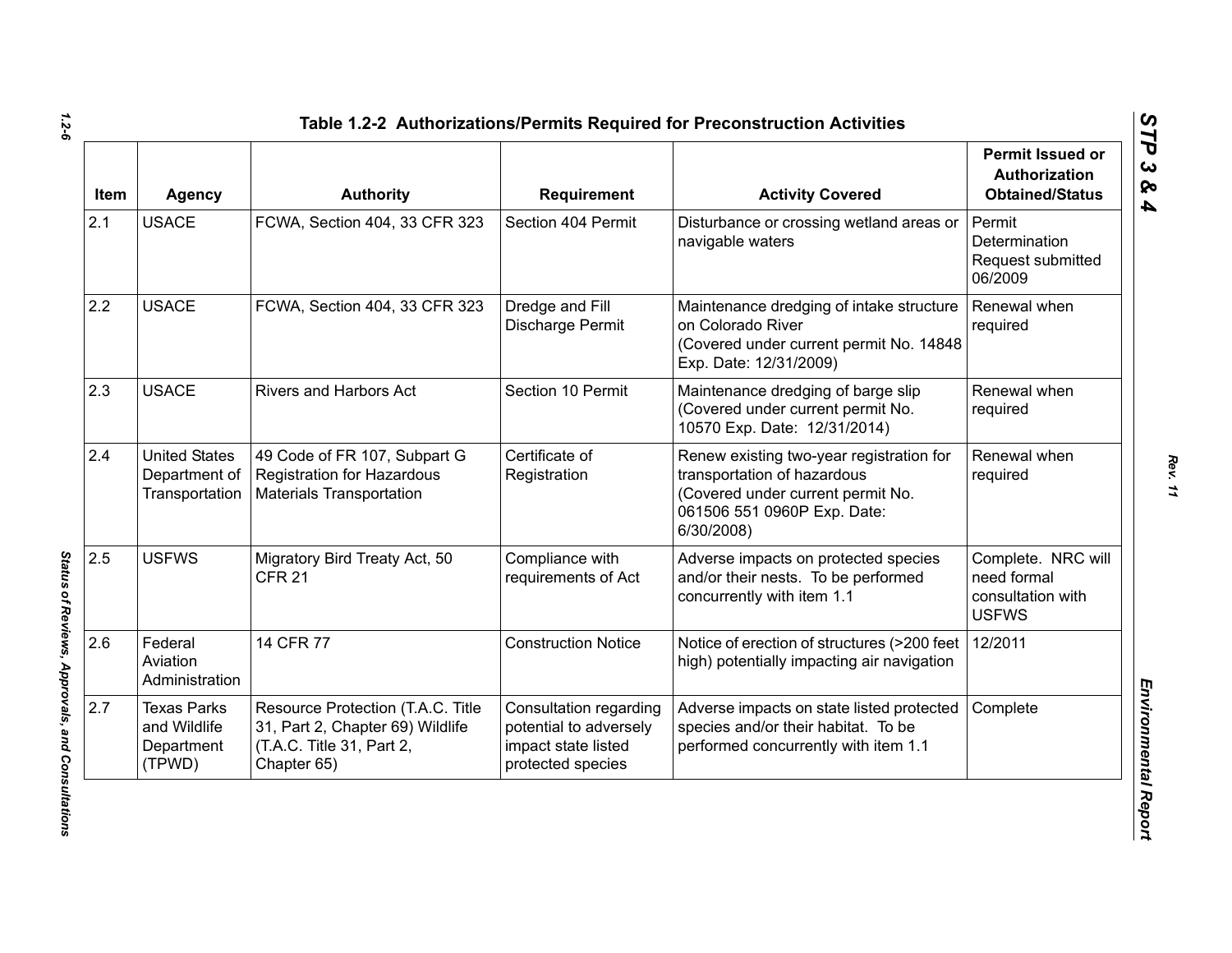**Table 1.2-2 Authorizations/Permits Required for Preconstruction Activities**

| Item | Agency | Authority | Requirement | Activity Covered | Permit Issued or Authorization Obtained/Status |
|---|---|---|---|---|---|
| 2.1 | USACE | FCWA, Section 404, 33 CFR 323 | Section 404 Permit | Disturbance or crossing wetland areas or navigable waters | Permit Determination Request submitted 06/2009 |
| 2.2 | USACE | FCWA, Section 404, 33 CFR 323 | Dredge and Fill Discharge Permit | Maintenance dredging of intake structure on Colorado River (Covered under current permit No. 14848 Exp. Date: 12/31/2009) | Renewal when required |
| 2.3 | USACE | Rivers and Harbors Act | Section 10 Permit | Maintenance dredging of barge slip (Covered under current permit No. 10570 Exp. Date: 12/31/2014) | Renewal when required |
| 2.4 | United States Department of Transportation | 49 Code of FR 107, Subpart G Registration for Hazardous Materials Transportation | Certificate of Registration | Renew existing two-year registration for transportation of hazardous (Covered under current permit No. 061506 551 0960P Exp. Date: 6/30/2008) | Renewal when required |
| 2.5 | USFWS | Migratory Bird Treaty Act, 50 CFR 21 | Compliance with requirements of Act | Adverse impacts on protected species and/or their nests. To be performed concurrently with item 1.1 | Complete. NRC will need formal consultation with USFWS |
| 2.6 | Federal Aviation Administration | 14 CFR 77 | Construction Notice | Notice of erection of structures (>200 feet high) potentially impacting air navigation | 12/2011 |
| 2.7 | Texas Parks and Wildlife Department (TPWD) | Resource Protection (T.A.C. Title 31, Part 2, Chapter 69) Wildlife (T.A.C. Title 31, Part 2, Chapter 65) | Consultation regarding potential to adversely impact state listed protected species | Adverse impacts on state listed protected species and/or their habitat. To be performed concurrently with item 1.1 | Complete |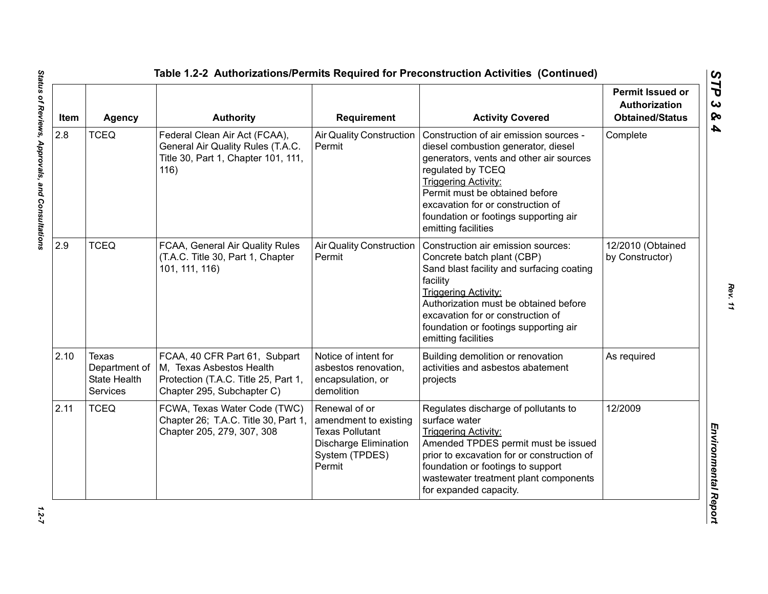## Table 1.2-2 Authorizations/Permits Required for Preconstruction Activities (Continued)

| Item | Agency | Authority | Requirement | Activity Covered | Permit Issued or Authorization Obtained/Status |
|---|---|---|---|---|---|
| 2.8 | TCEQ | Federal Clean Air Act (FCAA), General Air Quality Rules (T.A.C. Title 30, Part 1, Chapter 101, 111, 116) | Air Quality Construction Permit | Construction of air emission sources - diesel combustion generator, diesel generators, vents and other air sources regulated by TCEQ<br>Triggering Activity:<br>Permit must be obtained before excavation for or construction of foundation or footings supporting air emitting facilities | Complete |
| 2.9 | TCEQ | FCAA, General Air Quality Rules (T.A.C. Title 30, Part 1, Chapter 101, 111, 116) | Air Quality Construction Permit | Construction air emission sources:<br>Concrete batch plant (CBP)<br>Sand blast facility and surfacing coating facility<br>Triggering Activity:<br>Authorization must be obtained before excavation for or construction of foundation or footings supporting air emitting facilities | 12/2010 (Obtained by Constructor) |
| 2.10 | Texas Department of State Health Services | FCAA, 40 CFR Part 61, Subpart M, Texas Asbestos Health Protection (T.A.C. Title 25, Part 1, Chapter 295, Subchapter C) | Notice of intent for asbestos renovation, encapsulation, or demolition | Building demolition or renovation activities and asbestos abatement projects | As required |
| 2.11 | TCEQ | FCWA, Texas Water Code (TWC) Chapter 26; T.A.C. Title 30, Part 1, Chapter 205, 279, 307, 308 | Renewal of or amendment to existing Texas Pollutant Discharge Elimination System (TPDES) Permit | Regulates discharge of pollutants to surface water<br>Triggering Activity:<br>Amended TPDES permit must be issued prior to excavation for or construction of foundation or footings to support wastewater treatment plant components for expanded capacity. | 12/2009 |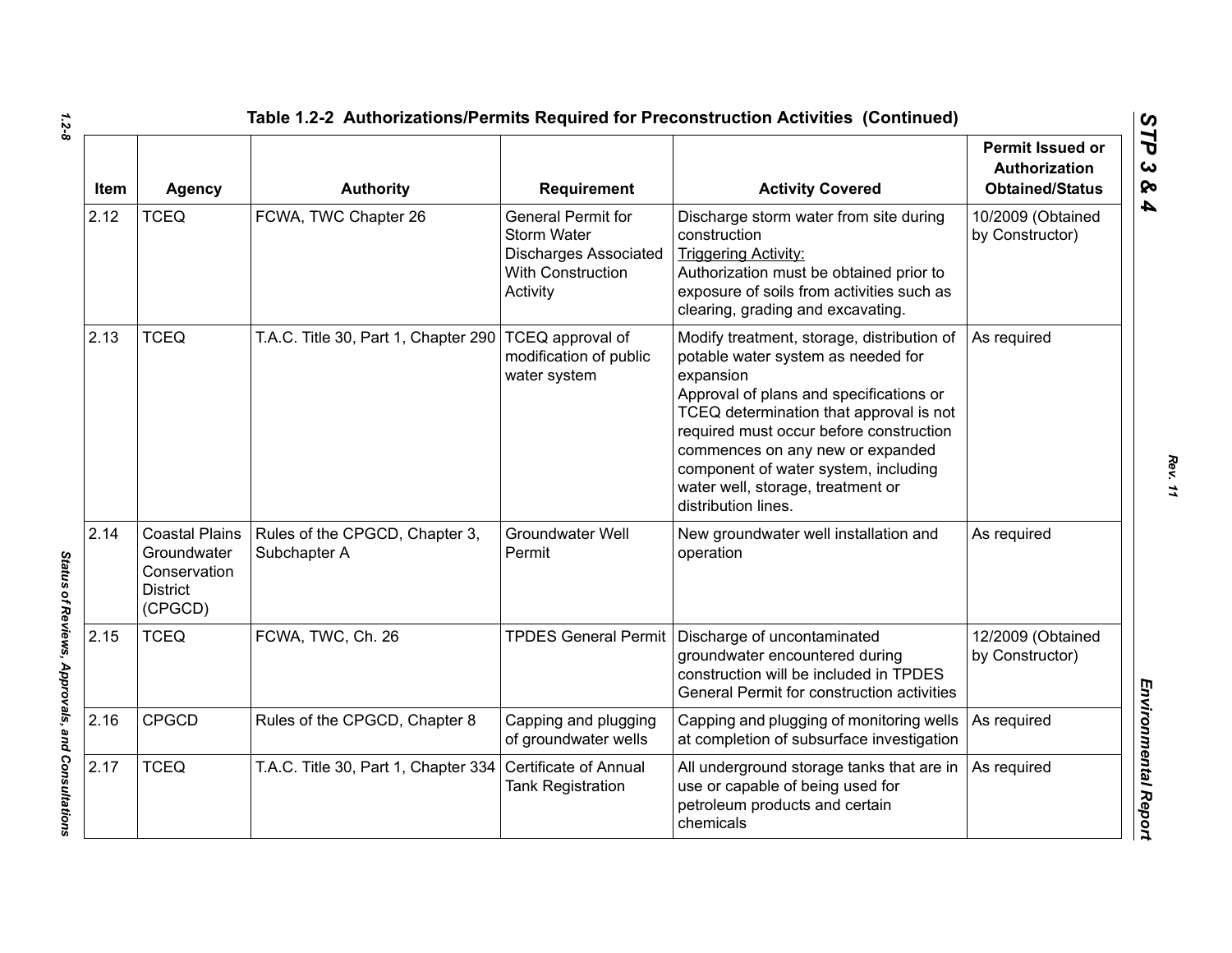## Table 1.2-2 Authorizations/Permits Required for Preconstruction Activities (Continued)

| Item | Agency | Authority | Requirement | Activity Covered | Permit Issued or Authorization Obtained/Status |
|---|---|---|---|---|---|
| 2.12 | TCEQ | FCWA, TWC Chapter 26 | General Permit for Storm Water Discharges Associated With Construction Activity | Discharge storm water from site during construction<br>Triggering Activity:<br>Authorization must be obtained prior to exposure of soils from activities such as clearing, grading and excavating. | 10/2009 (Obtained by Constructor) |
| 2.13 | TCEQ | T.A.C. Title 30, Part 1, Chapter 290 | TCEQ approval of modification of public water system | Modify treatment, storage, distribution of potable water system as needed for expansion<br>Approval of plans and specifications or TCEQ determination that approval is not required must occur before construction commences on any new or expanded component of water system, including water well, storage, treatment or distribution lines. | As required |
| 2.14 | Coastal Plains Groundwater Conservation District (CPGCD) | Rules of the CPGCD, Chapter 3, Subchapter A | Groundwater Well Permit | New groundwater well installation and operation | As required |
| 2.15 | TCEQ | FCWA, TWC, Ch. 26 | TPDES General Permit | Discharge of uncontaminated groundwater encountered during construction will be included in TPDES General Permit for construction activities | 12/2009 (Obtained by Constructor) |
| 2.16 | CPGCD | Rules of the CPGCD, Chapter 8 | Capping and plugging of groundwater wells | Capping and plugging of monitoring wells at completion of subsurface investigation | As required |
| 2.17 | TCEQ | T.A.C. Title 30, Part 1, Chapter 334 | Certificate of Annual Tank Registration | All underground storage tanks that are in use or capable of being used for petroleum products and certain chemicals | As required |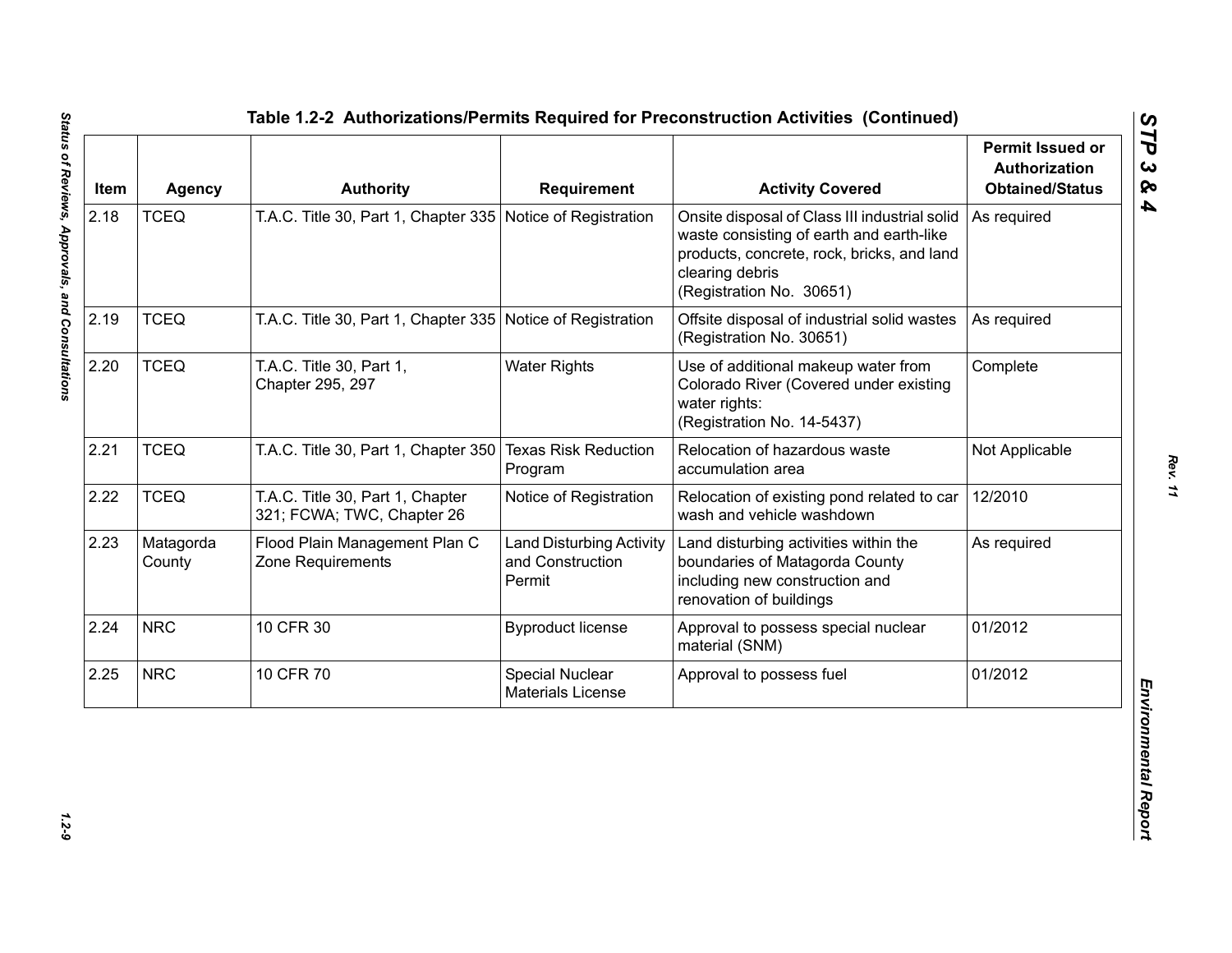## Table 1.2-2 Authorizations/Permits Required for Preconstruction Activities (Continued)

| Item | Agency | Authority | Requirement | Activity Covered | Permit Issued or Authorization Obtained/Status |
|---|---|---|---|---|---|
| 2.18 | TCEQ | T.A.C. Title 30, Part 1, Chapter 335 | Notice of Registration | Onsite disposal of Class III industrial solid waste consisting of earth and earth-like products, concrete, rock, bricks, and land clearing debris (Registration No. 30651) | As required |
| 2.19 | TCEQ | T.A.C. Title 30, Part 1, Chapter 335 | Notice of Registration | Offsite disposal of industrial solid wastes (Registration No. 30651) | As required |
| 2.20 | TCEQ | T.A.C. Title 30, Part 1, Chapter 295, 297 | Water Rights | Use of additional makeup water from Colorado River (Covered under existing water rights: (Registration No. 14-5437) | Complete |
| 2.21 | TCEQ | T.A.C. Title 30, Part 1, Chapter 350 | Texas Risk Reduction Program | Relocation of hazardous waste accumulation area | Not Applicable |
| 2.22 | TCEQ | T.A.C. Title 30, Part 1, Chapter 321; FCWA; TWC, Chapter 26 | Notice of Registration | Relocation of existing pond related to car wash and vehicle washdown | 12/2010 |
| 2.23 | Matagorda County | Flood Plain Management Plan C Zone Requirements | Land Disturbing Activity and Construction Permit | Land disturbing activities within the boundaries of Matagorda County including new construction and renovation of buildings | As required |
| 2.24 | NRC | 10 CFR 30 | Byproduct license | Approval to possess special nuclear material (SNM) | 01/2012 |
| 2.25 | NRC | 10 CFR 70 | Special Nuclear Materials License | Approval to possess fuel | 01/2012 |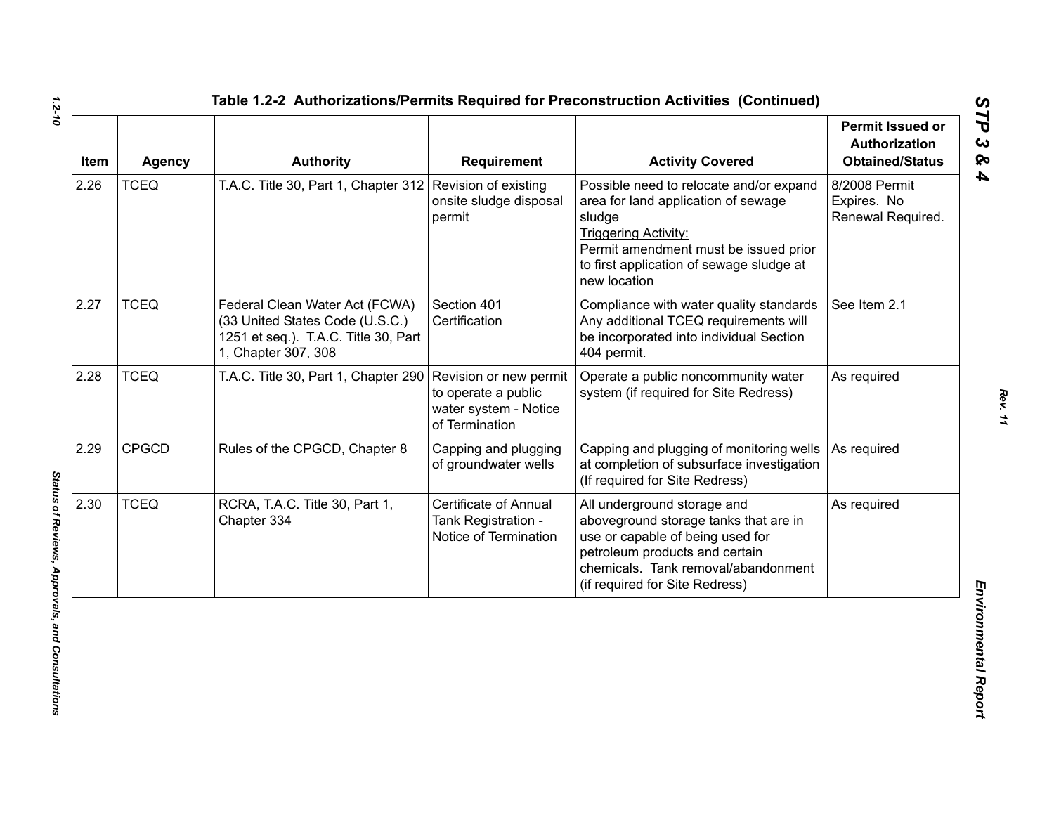**Table 1.2-2 Authorizations/Permits Required for Preconstruction Activities (Continued)**

| Item | Agency | Authority | Requirement | Activity Covered | Permit Issued or Authorization Obtained/Status |
|---|---|---|---|---|---|
| 2.26 | TCEQ | T.A.C. Title 30, Part 1, Chapter 312 | Revision of existing onsite sludge disposal permit | Possible need to relocate and/or expand area for land application of sewage sludge<br>Triggering Activity:<br>Permit amendment must be issued prior to first application of sewage sludge at new location | 8/2008 Permit Expires. No Renewal Required. |
| 2.27 | TCEQ | Federal Clean Water Act (FCWA) (33 United States Code (U.S.C.) 1251 et seq.). T.A.C. Title 30, Part 1, Chapter 307, 308 | Section 401 Certification | Compliance with water quality standards Any additional TCEQ requirements will be incorporated into individual Section 404 permit. | See Item 2.1 |
| 2.28 | TCEQ | T.A.C. Title 30, Part 1, Chapter 290 | Revision or new permit to operate a public water system - Notice of Termination | Operate a public noncommunity water system (if required for Site Redress) | As required |
| 2.29 | CPGCD | Rules of the CPGCD, Chapter 8 | Capping and plugging of groundwater wells | Capping and plugging of monitoring wells at completion of subsurface investigation (If required for Site Redress) | As required |
| 2.30 | TCEQ | RCRA, T.A.C. Title 30, Part 1, Chapter 334 | Certificate of Annual Tank Registration - Notice of Termination | All underground storage and aboveground storage tanks that are in use or capable of being used for petroleum products and certain chemicals. Tank removal/abandonment (if required for Site Redress) | As required |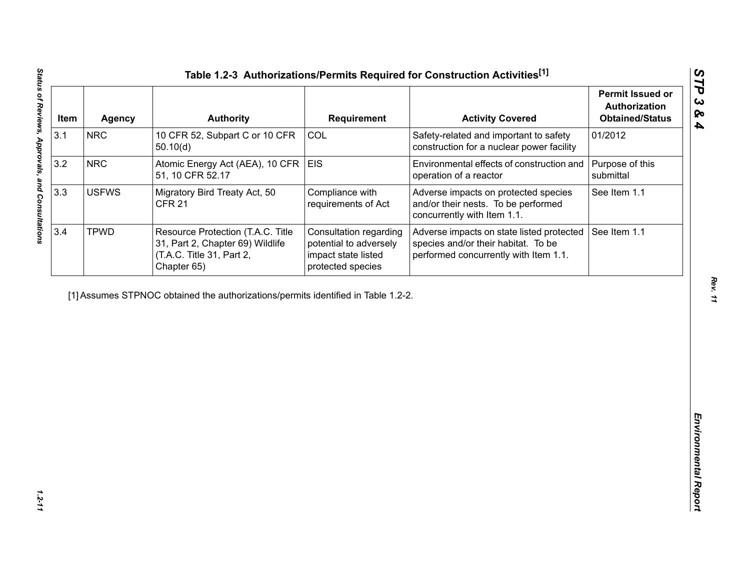## Table 1.2-3 Authorizations/Permits Required for Construction Activities[1]

| Item | Agency | Authority | Requirement | Activity Covered | Permit Issued or Authorization Obtained/Status |
|---|---|---|---|---|---|
| 3.1 | NRC | 10 CFR 52, Subpart C or 10 CFR 50.10(d) | COL | Safety-related and important to safety construction for a nuclear power facility | 01/2012 |
| 3.2 | NRC | Atomic Energy Act (AEA), 10 CFR 51, 10 CFR 52.17 | EIS | Environmental effects of construction and operation of a reactor | Purpose of this submittal |
| 3.3 | USFWS | Migratory Bird Treaty Act, 50 CFR 21 | Compliance with requirements of Act | Adverse impacts on protected species and/or their nests. To be performed concurrently with Item 1.1. | See Item 1.1 |
| 3.4 | TPWD | Resource Protection (T.A.C. Title 31, Part 2, Chapter 69) Wildlife (T.A.C. Title 31, Part 2, Chapter 65) | Consultation regarding potential to adversely impact state listed protected species | Adverse impacts on state listed protected species and/or their habitat. To be performed concurrently with Item 1.1. | See Item 1.1 |

[1] Assumes STPNOC obtained the authorizations/permits identified in Table 1.2-2.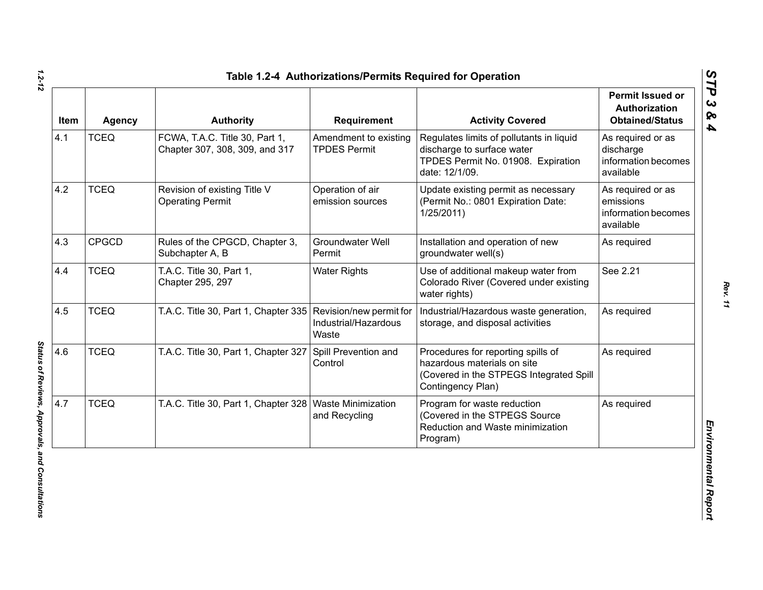## Table 1.2-4 Authorizations/Permits Required for Operation

| Item | Agency | Authority | Requirement | Activity Covered | Permit Issued or Authorization Obtained/Status |
|---|---|---|---|---|---|
| 4.1 | TCEQ | FCWA, T.A.C. Title 30, Part 1, Chapter 307, 308, 309, and 317 | Amendment to existing TPDES Permit | Regulates limits of pollutants in liquid discharge to surface water TPDES Permit No. 01908. Expiration date: 12/1/09. | As required or as discharge information becomes available |
| 4.2 | TCEQ | Revision of existing Title V Operating Permit | Operation of air emission sources | Update existing permit as necessary (Permit No.: 0801 Expiration Date: 1/25/2011) | As required or as emissions information becomes available |
| 4.3 | CPGCD | Rules of the CPGCD, Chapter 3, Subchapter A, B | Groundwater Well Permit | Installation and operation of new groundwater well(s) | As required |
| 4.4 | TCEQ | T.A.C. Title 30, Part 1, Chapter 295, 297 | Water Rights | Use of additional makeup water from Colorado River (Covered under existing water rights) | See 2.21 |
| 4.5 | TCEQ | T.A.C. Title 30, Part 1, Chapter 335 | Revision/new permit for Industrial/Hazardous Waste | Industrial/Hazardous waste generation, storage, and disposal activities | As required |
| 4.6 | TCEQ | T.A.C. Title 30, Part 1, Chapter 327 | Spill Prevention and Control | Procedures for reporting spills of hazardous materials on site (Covered in the STPEGS Integrated Spill Contingency Plan) | As required |
| 4.7 | TCEQ | T.A.C. Title 30, Part 1, Chapter 328 | Waste Minimization and Recycling | Program for waste reduction (Covered in the STPEGS Source Reduction and Waste minimization Program) | As required |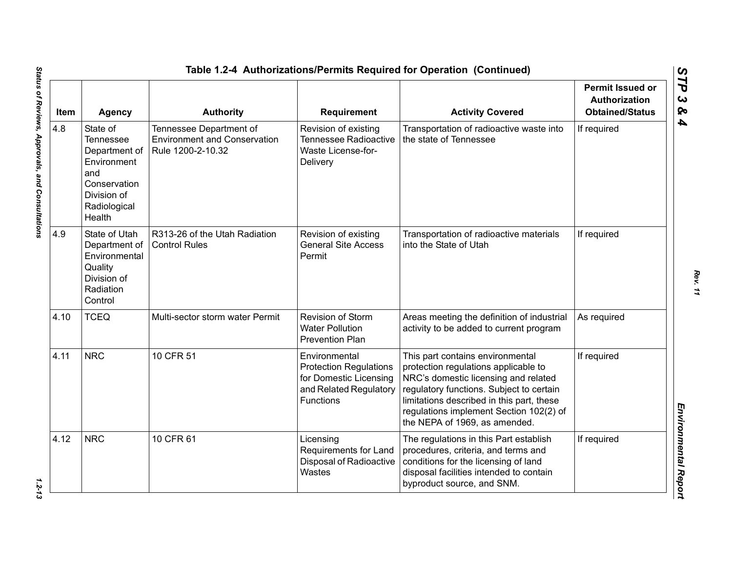**Table 1.2-4 Authorizations/Permits Required for Operation (Continued)**

| Item | Agency | Authority | Requirement | Activity Covered | Permit Issued or Authorization Obtained/Status |
|---|---|---|---|---|---|
| 4.8 | State of Tennessee Department of Environment and Conservation Division of Radiological Health | Tennessee Department of Environment and Conservation Rule 1200-2-10.32 | Revision of existing Tennessee Radioactive Waste License-for-Delivery | Transportation of radioactive waste into the state of Tennessee | If required |
| 4.9 | State of Utah Department of Environmental Quality Division of Radiation Control | R313-26 of the Utah Radiation Control Rules | Revision of existing General Site Access Permit | Transportation of radioactive materials into the State of Utah | If required |
| 4.10 | TCEQ | Multi-sector storm water Permit | Revision of Storm Water Pollution Prevention Plan | Areas meeting the definition of industrial activity to be added to current program | As required |
| 4.11 | NRC | 10 CFR 51 | Environmental Protection Regulations for Domestic Licensing and Related Regulatory Functions | This part contains environmental protection regulations applicable to NRC's domestic licensing and related regulatory functions. Subject to certain limitations described in this part, these regulations implement Section 102(2) of the NEPA of 1969, as amended. | If required |
| 4.12 | NRC | 10 CFR 61 | Licensing Requirements for Land Disposal of Radioactive Wastes | The regulations in this Part establish procedures, criteria, and terms and conditions for the licensing of land disposal facilities intended to contain byproduct source, and SNM. | If required |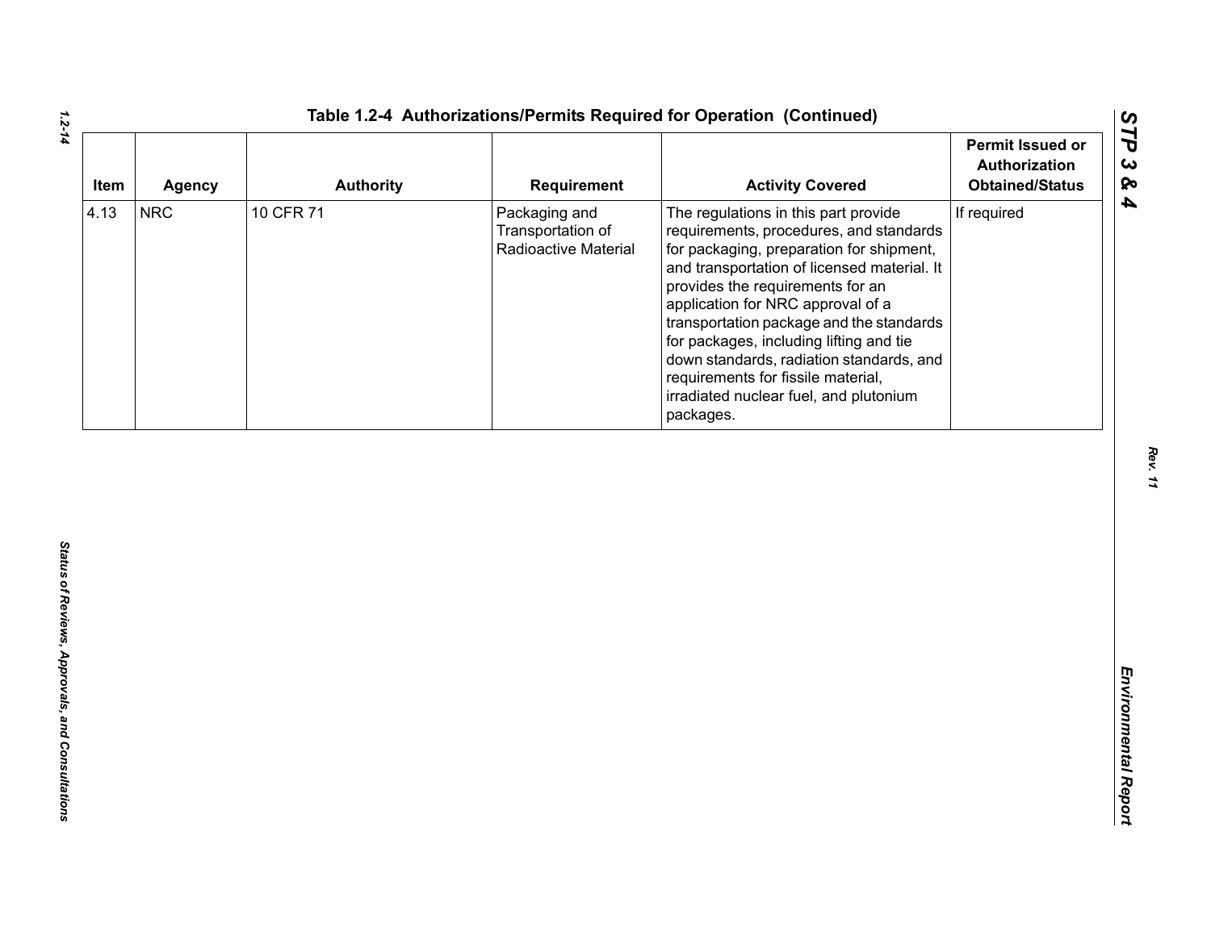## Table 1.2-4 Authorizations/Permits Required for Operation (Continued)

| Item | Agency | Authority | Requirement | Activity Covered | Permit Issued or Authorization Obtained/Status |
|---|---|---|---|---|---|
| 4.13 | NRC | 10 CFR 71 | Packaging and Transportation of Radioactive Material | The regulations in this part provide requirements, procedures, and standards for packaging, preparation for shipment, and transportation of licensed material. It provides the requirements for an application for NRC approval of a transportation package and the standards for packages, including lifting and tie down standards, radiation standards, and requirements for fissile material, irradiated nuclear fuel, and plutonium packages. | If required |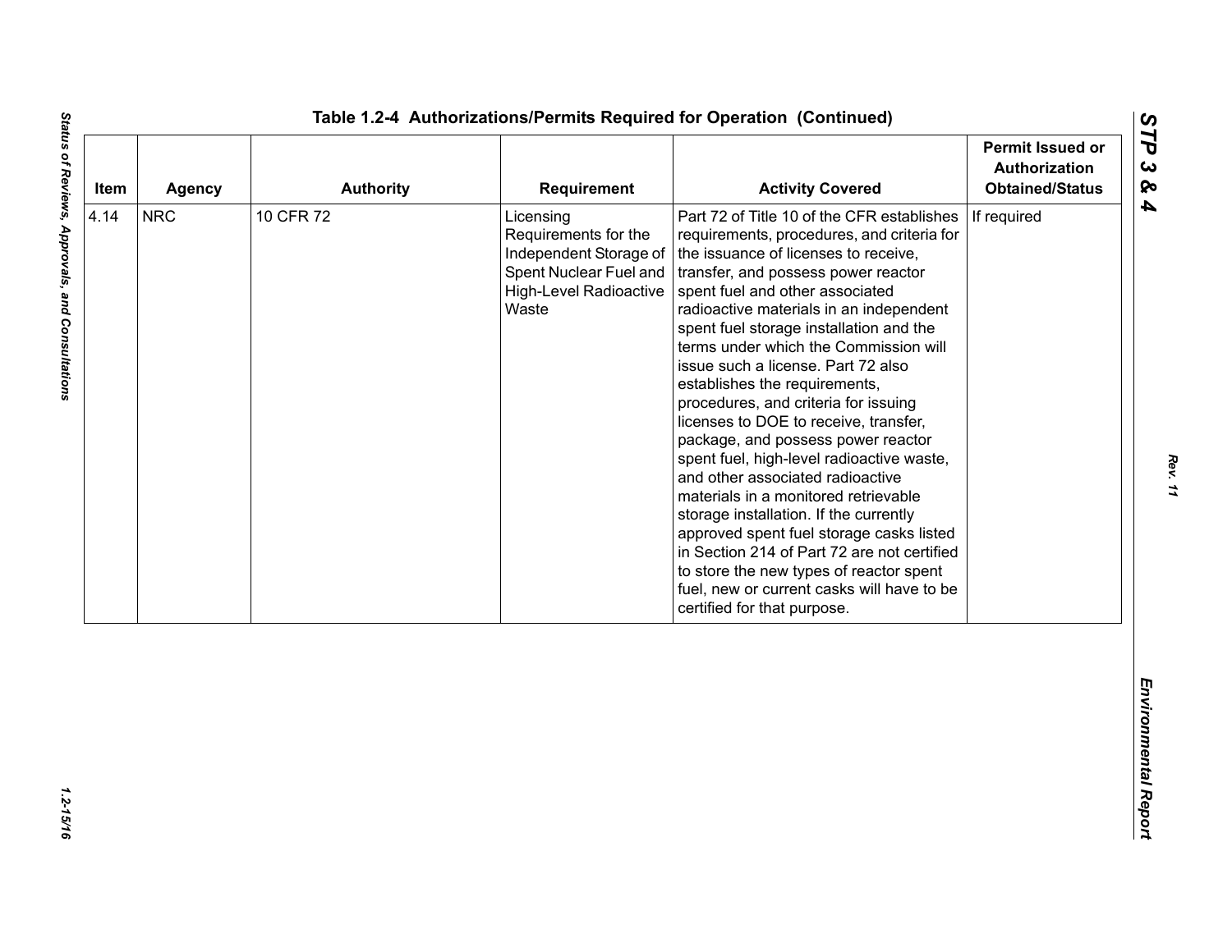### Table 1.2-4  Authorizations/Permits Required for Operation  (Continued)

| Item | Agency | Authority | Requirement | Activity Covered | Permit Issued or Authorization Obtained/Status |
|---|---|---|---|---|---|
| 4.14 | NRC | 10 CFR 72 | Licensing Requirements for the Independent Storage of Spent Nuclear Fuel and High-Level Radioactive Waste | Part 72 of Title 10 of the CFR establishes requirements, procedures, and criteria for the issuance of licenses to receive, transfer, and possess power reactor spent fuel and other associated radioactive materials in an independent spent fuel storage installation and the terms under which the Commission will issue such a license. Part 72 also establishes the requirements, procedures, and criteria for issuing licenses to DOE to receive, transfer, package, and possess power reactor spent fuel, high-level radioactive waste, and other associated radioactive materials in a monitored retrievable storage installation. If the currently approved spent fuel storage casks listed in Section 214 of Part 72 are not certified to store the new types of reactor spent fuel, new or current casks will have to be certified for that purpose. | If required |